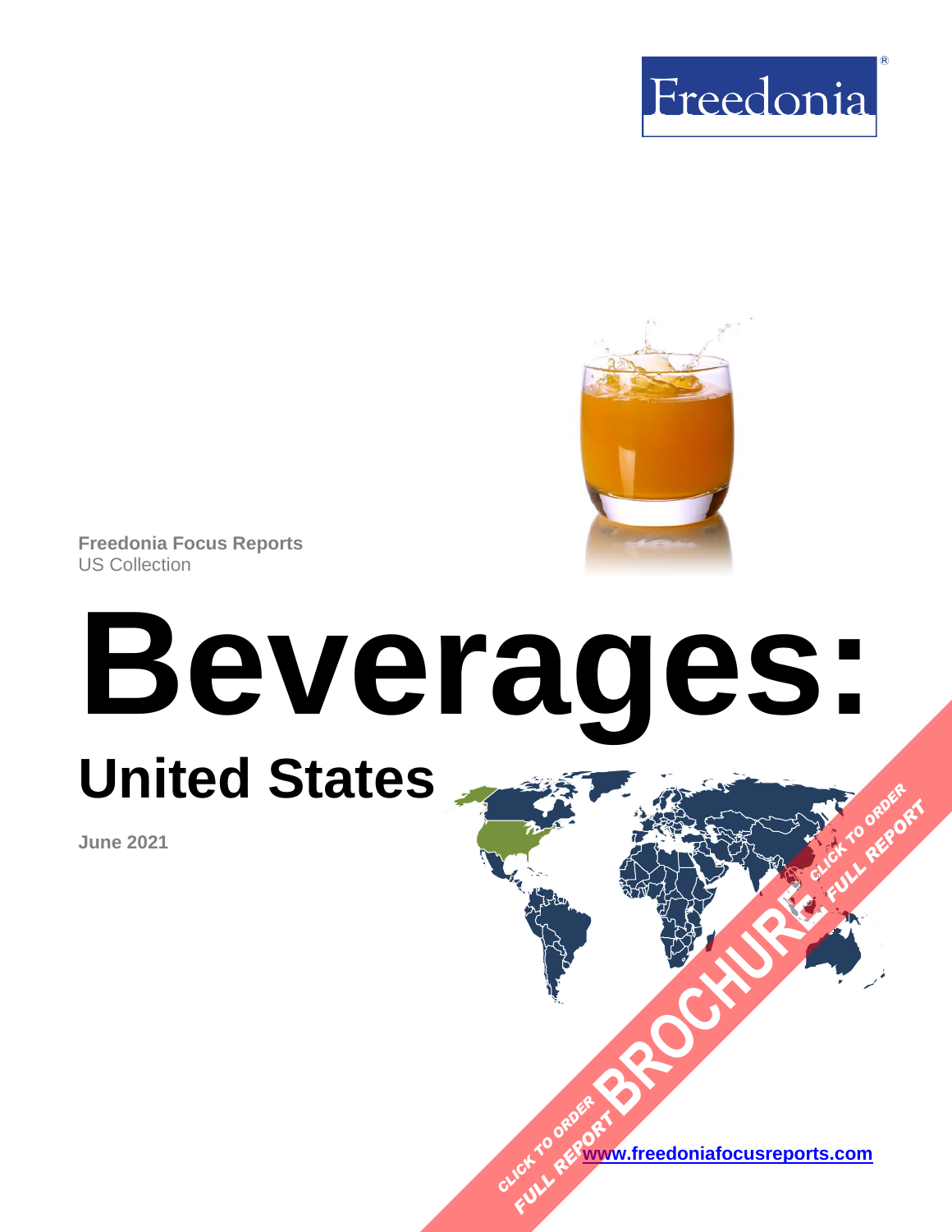Freedonia®

Freedonia Focus Reports
US Collection

# Beverages:

## United States

**June 2021**

CLICK TO ORDER FULL REPORT BROCHURE CLICK TO ORDER FULL REPORT

[www.freedoniafocusreports.com](http://www.freedoniafocusreports.com)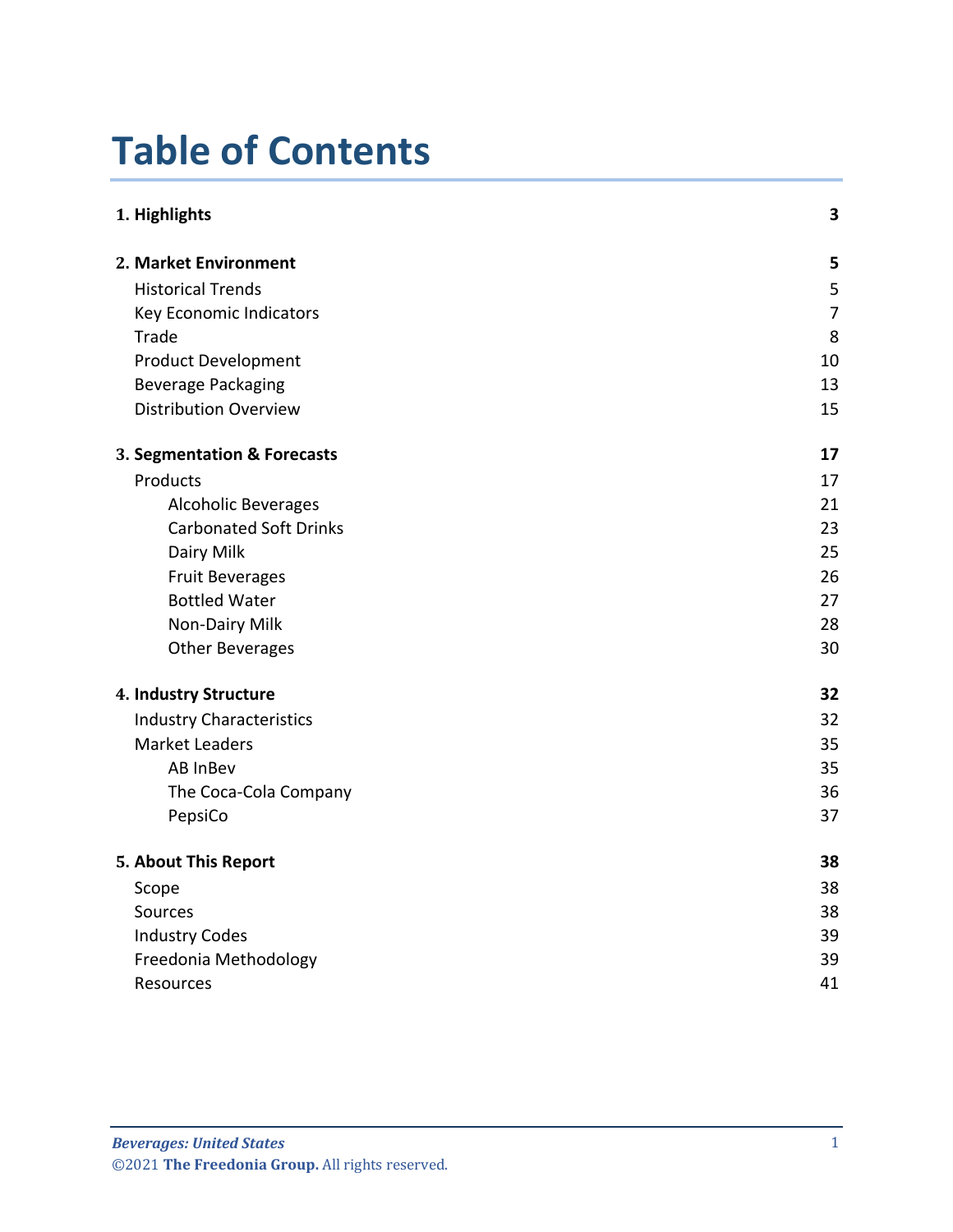# Table of Contents

| | |
|---|---|
| **1. Highlights** | **3** |
| **2. Market Environment** | **5** |
| Historical Trends | 5 |
| Key Economic Indicators | 7 |
| Trade | 8 |
| Product Development | 10 |
| Beverage Packaging | 13 |
| Distribution Overview | 15 |
| **3. Segmentation & Forecasts** | **17** |
| Products | 17 |
| Alcoholic Beverages | 21 |
| Carbonated Soft Drinks | 23 |
| Dairy Milk | 25 |
| Fruit Beverages | 26 |
| Bottled Water | 27 |
| Non-Dairy Milk | 28 |
| Other Beverages | 30 |
| **4. Industry Structure** | **32** |
| Industry Characteristics | 32 |
| Market Leaders | 35 |
| AB InBev | 35 |
| The Coca-Cola Company | 36 |
| PepsiCo | 37 |
| **5. About This Report** | **38** |
| Scope | 38 |
| Sources | 38 |
| Industry Codes | 39 |
| Freedonia Methodology | 39 |
| Resources | 41 |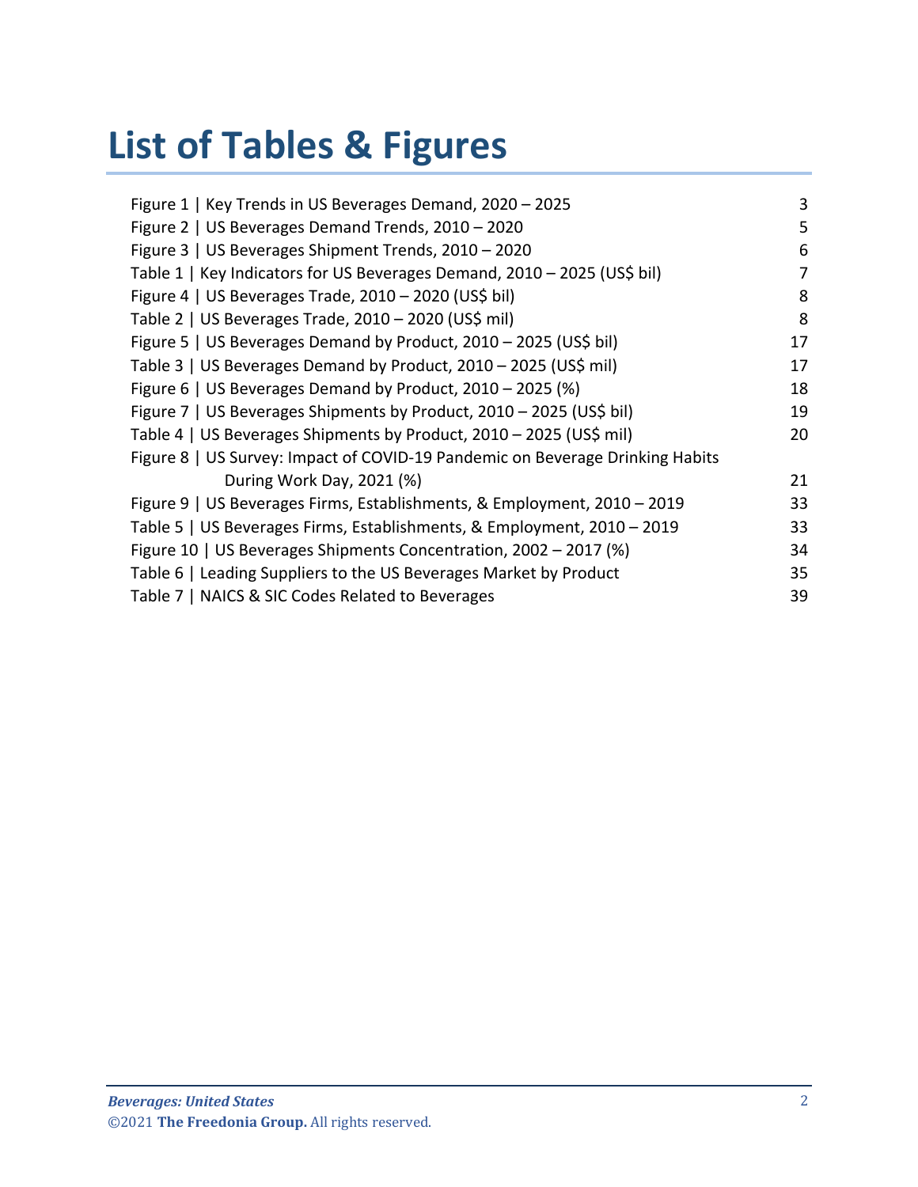# List of Tables & Figures

| | |
|---|---|
| Figure 1 \| Key Trends in US Beverages Demand, 2020 – 2025 | 3 |
| Figure 2 \| US Beverages Demand Trends, 2010 – 2020 | 5 |
| Figure 3 \| US Beverages Shipment Trends, 2010 – 2020 | 6 |
| Table 1 \| Key Indicators for US Beverages Demand, 2010 – 2025 (US$ bil) | 7 |
| Figure 4 \| US Beverages Trade, 2010 – 2020 (US$ bil) | 8 |
| Table 2 \| US Beverages Trade, 2010 – 2020 (US$ mil) | 8 |
| Figure 5 \| US Beverages Demand by Product, 2010 – 2025 (US$ bil) | 17 |
| Table 3 \| US Beverages Demand by Product, 2010 – 2025 (US$ mil) | 17 |
| Figure 6 \| US Beverages Demand by Product, 2010 – 2025 (%) | 18 |
| Figure 7 \| US Beverages Shipments by Product, 2010 – 2025 (US$ bil) | 19 |
| Table 4 \| US Beverages Shipments by Product, 2010 – 2025 (US$ mil) | 20 |
| Figure 8 \| US Survey: Impact of COVID-19 Pandemic on Beverage Drinking Habits During Work Day, 2021 (%) | 21 |
| Figure 9 \| US Beverages Firms, Establishments, & Employment, 2010 – 2019 | 33 |
| Table 5 \| US Beverages Firms, Establishments, & Employment, 2010 – 2019 | 33 |
| Figure 10 \| US Beverages Shipments Concentration, 2002 – 2017 (%) | 34 |
| Table 6 \| Leading Suppliers to the US Beverages Market by Product | 35 |
| Table 7 \| NAICS & SIC Codes Related to Beverages | 39 |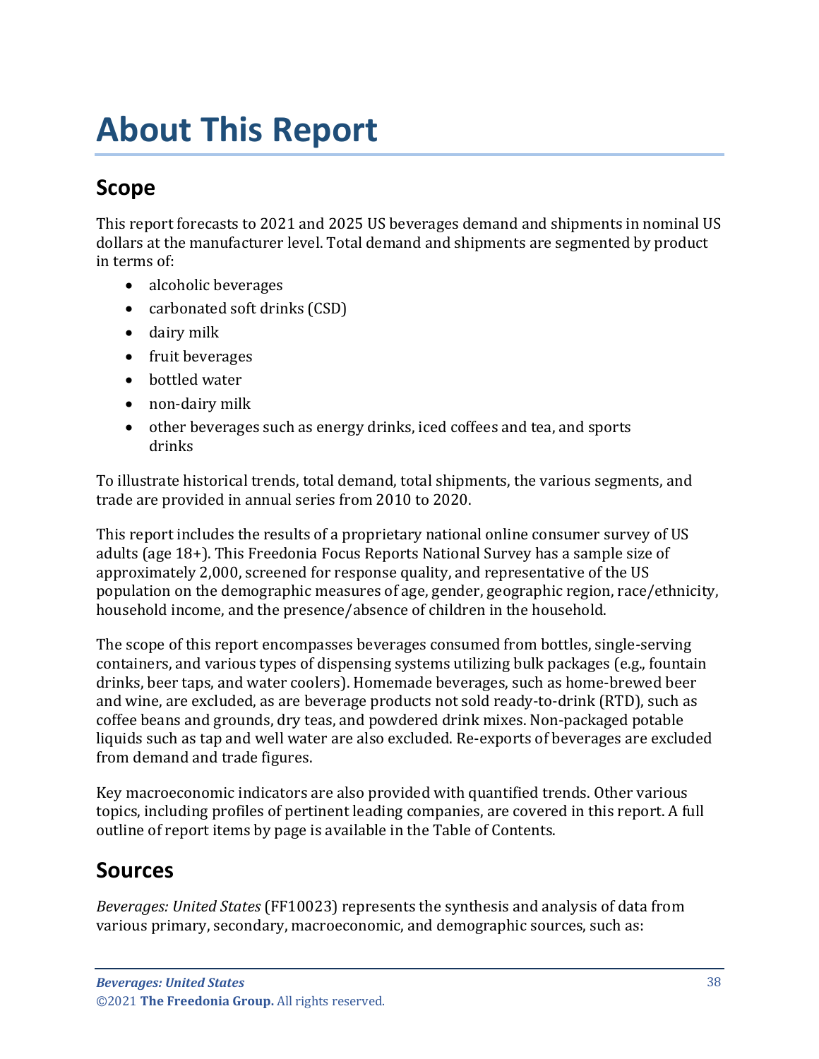# About This Report

## Scope

This report forecasts to 2021 and 2025 US beverages demand and shipments in nominal US dollars at the manufacturer level. Total demand and shipments are segmented by product in terms of:

- alcoholic beverages
- carbonated soft drinks (CSD)
- dairy milk
- fruit beverages
- bottled water
- non-dairy milk
- other beverages such as energy drinks, iced coffees and tea, and sports drinks

To illustrate historical trends, total demand, total shipments, the various segments, and trade are provided in annual series from 2010 to 2020.

This report includes the results of a proprietary national online consumer survey of US adults (age 18+). This Freedonia Focus Reports National Survey has a sample size of approximately 2,000, screened for response quality, and representative of the US population on the demographic measures of age, gender, geographic region, race/ethnicity, household income, and the presence/absence of children in the household.

The scope of this report encompasses beverages consumed from bottles, single-serving containers, and various types of dispensing systems utilizing bulk packages (e.g., fountain drinks, beer taps, and water coolers). Homemade beverages, such as home-brewed beer and wine, are excluded, as are beverage products not sold ready-to-drink (RTD), such as coffee beans and grounds, dry teas, and powdered drink mixes. Non-packaged potable liquids such as tap and well water are also excluded. Re-exports of beverages are excluded from demand and trade figures.

Key macroeconomic indicators are also provided with quantified trends. Other various topics, including profiles of pertinent leading companies, are covered in this report. A full outline of report items by page is available in the Table of Contents.

## Sources

*Beverages: United States* (FF10023) represents the synthesis and analysis of data from various primary, secondary, macroeconomic, and demographic sources, such as: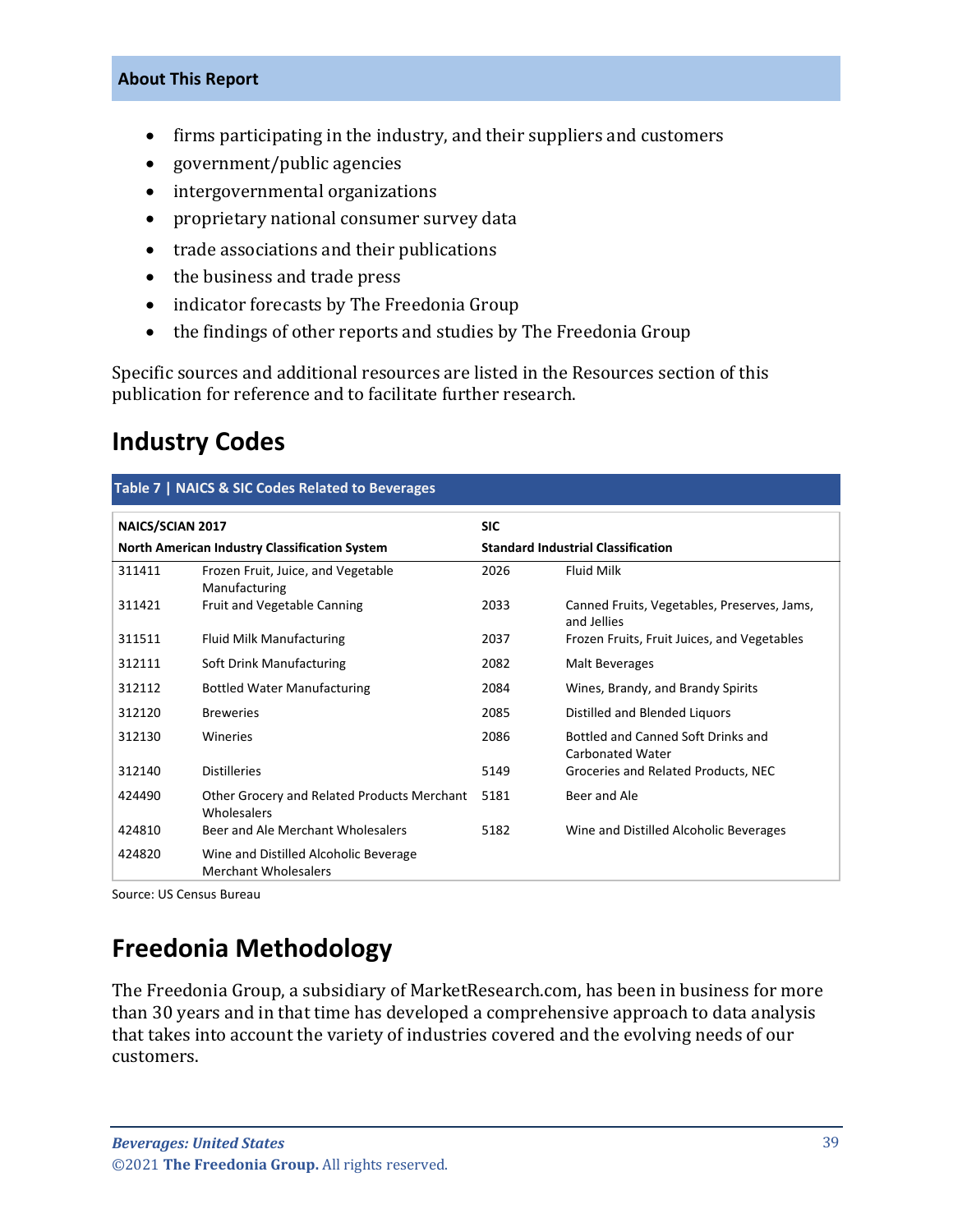- firms participating in the industry, and their suppliers and customers
- government/public agencies
- intergovernmental organizations
- proprietary national consumer survey data
- trade associations and their publications
- the business and trade press
- indicator forecasts by The Freedonia Group
- the findings of other reports and studies by The Freedonia Group

Specific sources and additional resources are listed in the Resources section of this publication for reference and to facilitate further research.

## Industry Codes

**Table 7 | NAICS & SIC Codes Related to Beverages**

| NAICS/SCIAN 2017 | | SIC | |
|---|---|---|---|
| **North American Industry Classification System** | | **Standard Industrial Classification** | |
| 311411 | Frozen Fruit, Juice, and Vegetable Manufacturing | 2026 | Fluid Milk |
| 311421 | Fruit and Vegetable Canning | 2033 | Canned Fruits, Vegetables, Preserves, Jams, and Jellies |
| 311511 | Fluid Milk Manufacturing | 2037 | Frozen Fruits, Fruit Juices, and Vegetables |
| 312111 | Soft Drink Manufacturing | 2082 | Malt Beverages |
| 312112 | Bottled Water Manufacturing | 2084 | Wines, Brandy, and Brandy Spirits |
| 312120 | Breweries | 2085 | Distilled and Blended Liquors |
| 312130 | Wineries | 2086 | Bottled and Canned Soft Drinks and Carbonated Water |
| 312140 | Distilleries | 5149 | Groceries and Related Products, NEC |
| 424490 | Other Grocery and Related Products Merchant Wholesalers | 5181 | Beer and Ale |
| 424810 | Beer and Ale Merchant Wholesalers | 5182 | Wine and Distilled Alcoholic Beverages |
| 424820 | Wine and Distilled Alcoholic Beverage Merchant Wholesalers | | |

Source: US Census Bureau

## Freedonia Methodology

The Freedonia Group, a subsidiary of MarketResearch.com, has been in business for more than 30 years and in that time has developed a comprehensive approach to data analysis that takes into account the variety of industries covered and the evolving needs of our customers.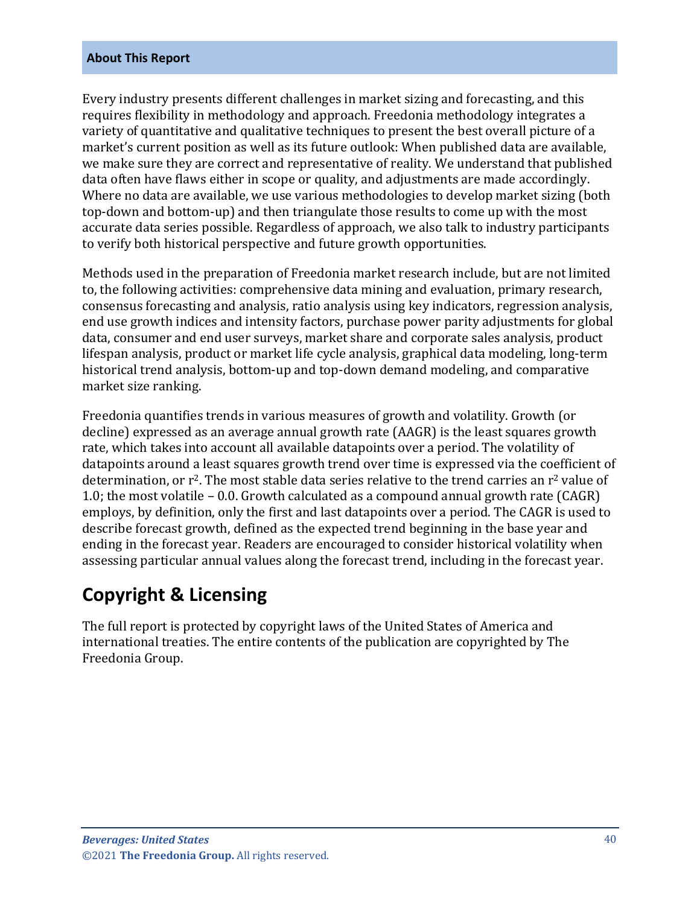### About This Report

Every industry presents different challenges in market sizing and forecasting, and this requires flexibility in methodology and approach. Freedonia methodology integrates a variety of quantitative and qualitative techniques to present the best overall picture of a market's current position as well as its future outlook: When published data are available, we make sure they are correct and representative of reality. We understand that published data often have flaws either in scope or quality, and adjustments are made accordingly. Where no data are available, we use various methodologies to develop market sizing (both top-down and bottom-up) and then triangulate those results to come up with the most accurate data series possible. Regardless of approach, we also talk to industry participants to verify both historical perspective and future growth opportunities.

Methods used in the preparation of Freedonia market research include, but are not limited to, the following activities: comprehensive data mining and evaluation, primary research, consensus forecasting and analysis, ratio analysis using key indicators, regression analysis, end use growth indices and intensity factors, purchase power parity adjustments for global data, consumer and end user surveys, market share and corporate sales analysis, product lifespan analysis, product or market life cycle analysis, graphical data modeling, long-term historical trend analysis, bottom-up and top-down demand modeling, and comparative market size ranking.

Freedonia quantifies trends in various measures of growth and volatility. Growth (or decline) expressed as an average annual growth rate (AAGR) is the least squares growth rate, which takes into account all available datapoints over a period. The volatility of datapoints around a least squares growth trend over time is expressed via the coefficient of determination, or $r^2$. The most stable data series relative to the trend carries an $r^2$ value of 1.0; the most volatile – 0.0. Growth calculated as a compound annual growth rate (CAGR) employs, by definition, only the first and last datapoints over a period. The CAGR is used to describe forecast growth, defined as the expected trend beginning in the base year and ending in the forecast year. Readers are encouraged to consider historical volatility when assessing particular annual values along the forecast trend, including in the forecast year.

## Copyright & Licensing

The full report is protected by copyright laws of the United States of America and international treaties. The entire contents of the publication are copyrighted by The Freedonia Group.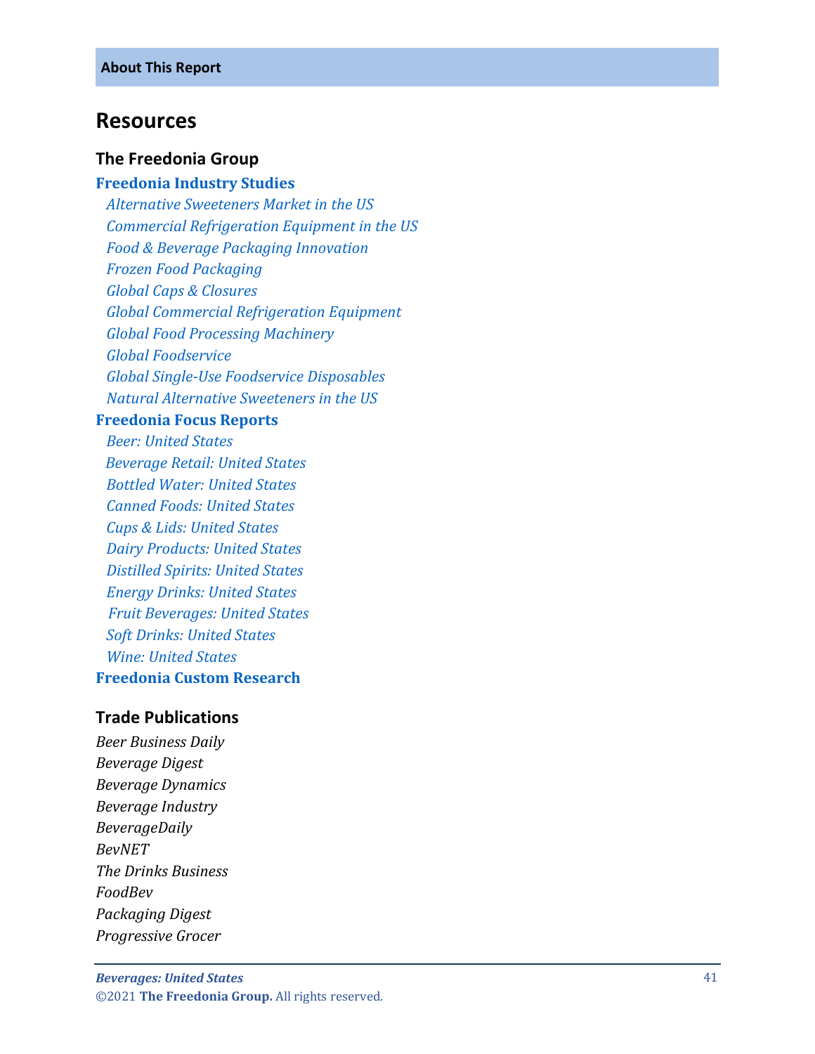**About This Report**

# Resources

## The Freedonia Group

**Freedonia Industry Studies**

- *Alternative Sweeteners Market in the US*
- *Commercial Refrigeration Equipment in the US*
- *Food & Beverage Packaging Innovation*
- *Frozen Food Packaging*
- *Global Caps & Closures*
- *Global Commercial Refrigeration Equipment*
- *Global Food Processing Machinery*
- *Global Foodservice*
- *Global Single-Use Foodservice Disposables*
- *Natural Alternative Sweeteners in the US*

**Freedonia Focus Reports**

- *Beer: United States*
- *Beverage Retail: United States*
- *Bottled Water: United States*
- *Canned Foods: United States*
- *Cups & Lids: United States*
- *Dairy Products: United States*
- *Distilled Spirits: United States*
- *Energy Drinks: United States*
- *Fruit Beverages: United States*
- *Soft Drinks: United States*
- *Wine: United States*

**Freedonia Custom Research**

## Trade Publications

*Beer Business Daily*
*Beverage Digest*
*Beverage Dynamics*
*Beverage Industry*
*BeverageDaily*
*BevNET*
*The Drinks Business*
*FoodBev*
*Packaging Digest*
*Progressive Grocer*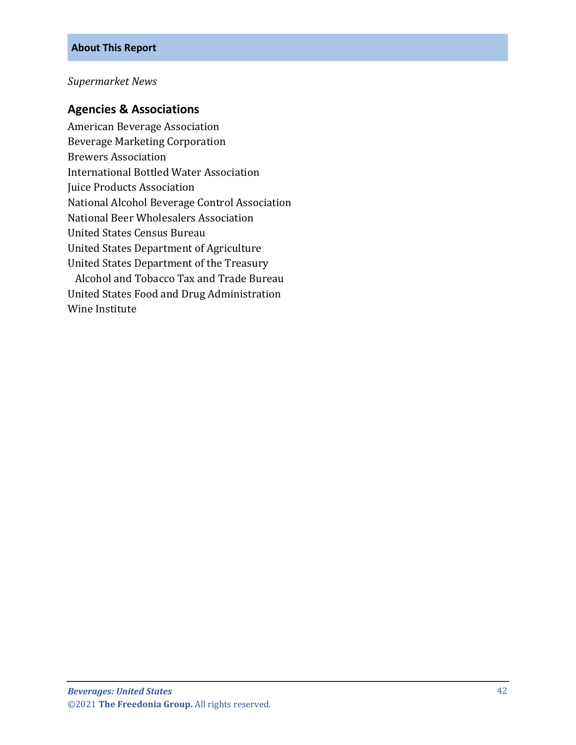*Supermarket News*

## Agencies & Associations

American Beverage Association
Beverage Marketing Corporation
Brewers Association
International Bottled Water Association
Juice Products Association
National Alcohol Beverage Control Association
National Beer Wholesalers Association
United States Census Bureau
United States Department of Agriculture
United States Department of the Treasury
  Alcohol and Tobacco Tax and Trade Bureau
United States Food and Drug Administration
Wine Institute